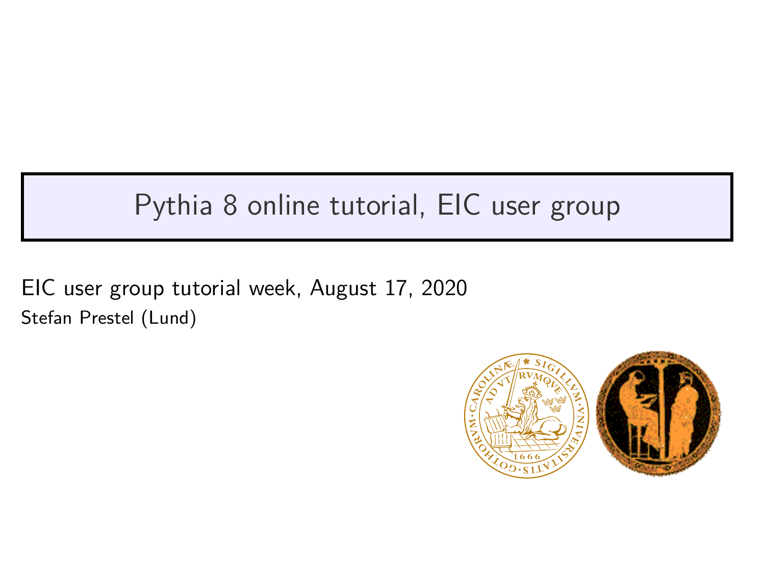# Pythia 8 online tutorial, EIC user group

EIC user group tutorial week, August 17, 2020

Stefan Prestel (Lund)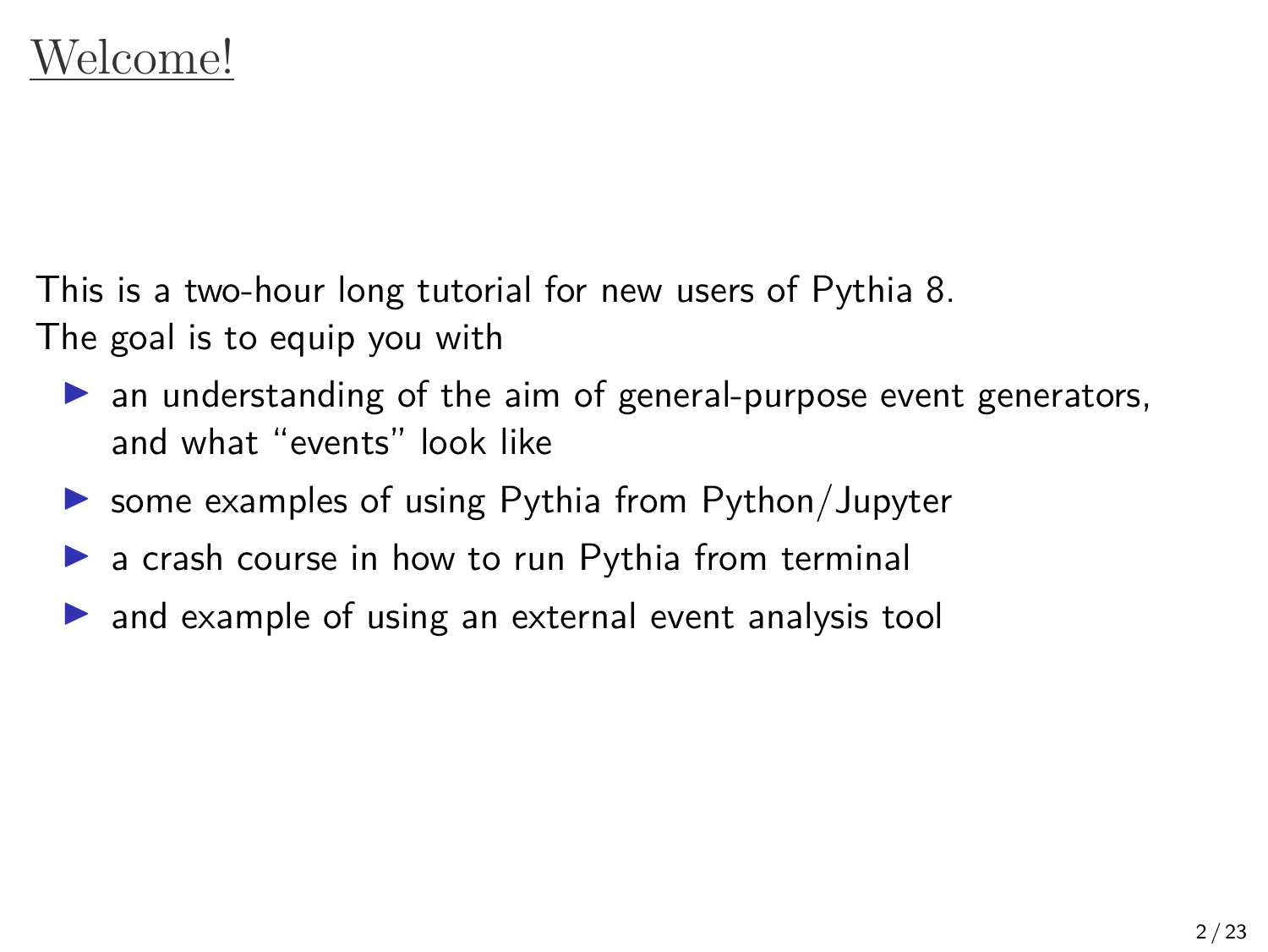# Welcome!

This is a two-hour long tutorial for new users of Pythia 8.
The goal is to equip you with

- an understanding of the aim of general-purpose event generators, and what "events" look like
- some examples of using Pythia from Python/Jupyter
- a crash course in how to run Pythia from terminal
- and example of using an external event analysis tool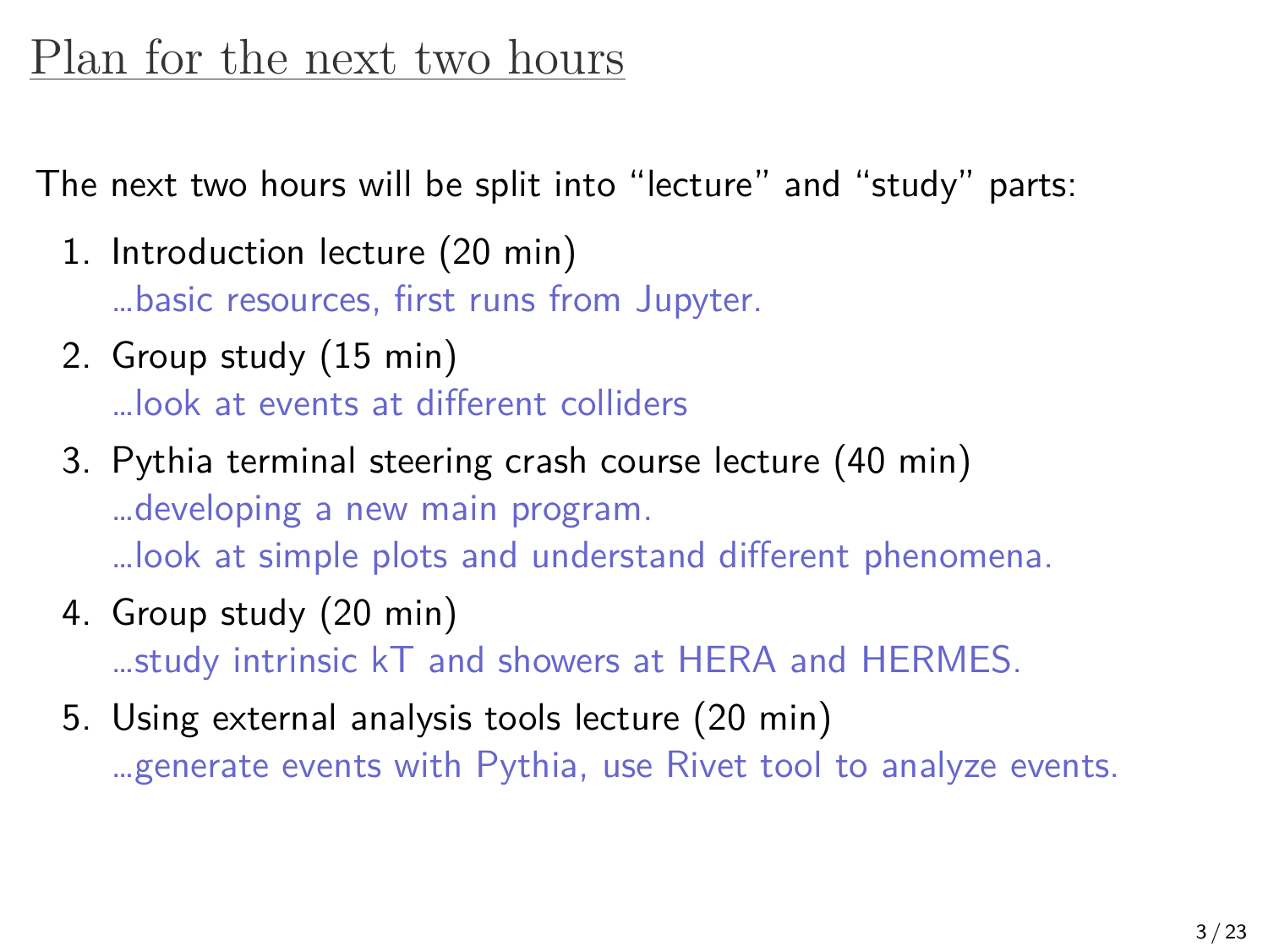# Plan for the next two hours

The next two hours will be split into "lecture" and "study" parts:

1. Introduction lecture (20 min)
   ...basic resources, first runs from Jupyter.
2. Group study (15 min)
   ...look at events at different colliders
3. Pythia terminal steering crash course lecture (40 min)
   ...developing a new main program.
   ...look at simple plots and understand different phenomena.
4. Group study (20 min)
   ...study intrinsic kT and showers at HERA and HERMES.
5. Using external analysis tools lecture (20 min)
   ...generate events with Pythia, use Rivet tool to analyze events.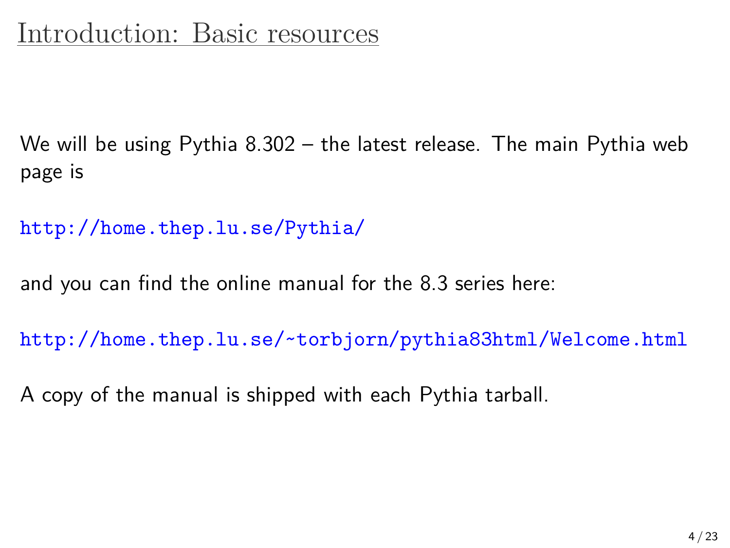# Introduction: Basic resources

We will be using Pythia 8.302 – the latest release. The main Pythia web page is

http://home.thep.lu.se/Pythia/

and you can find the online manual for the 8.3 series here:

http://home.thep.lu.se/~torbjorn/pythia83html/Welcome.html

A copy of the manual is shipped with each Pythia tarball.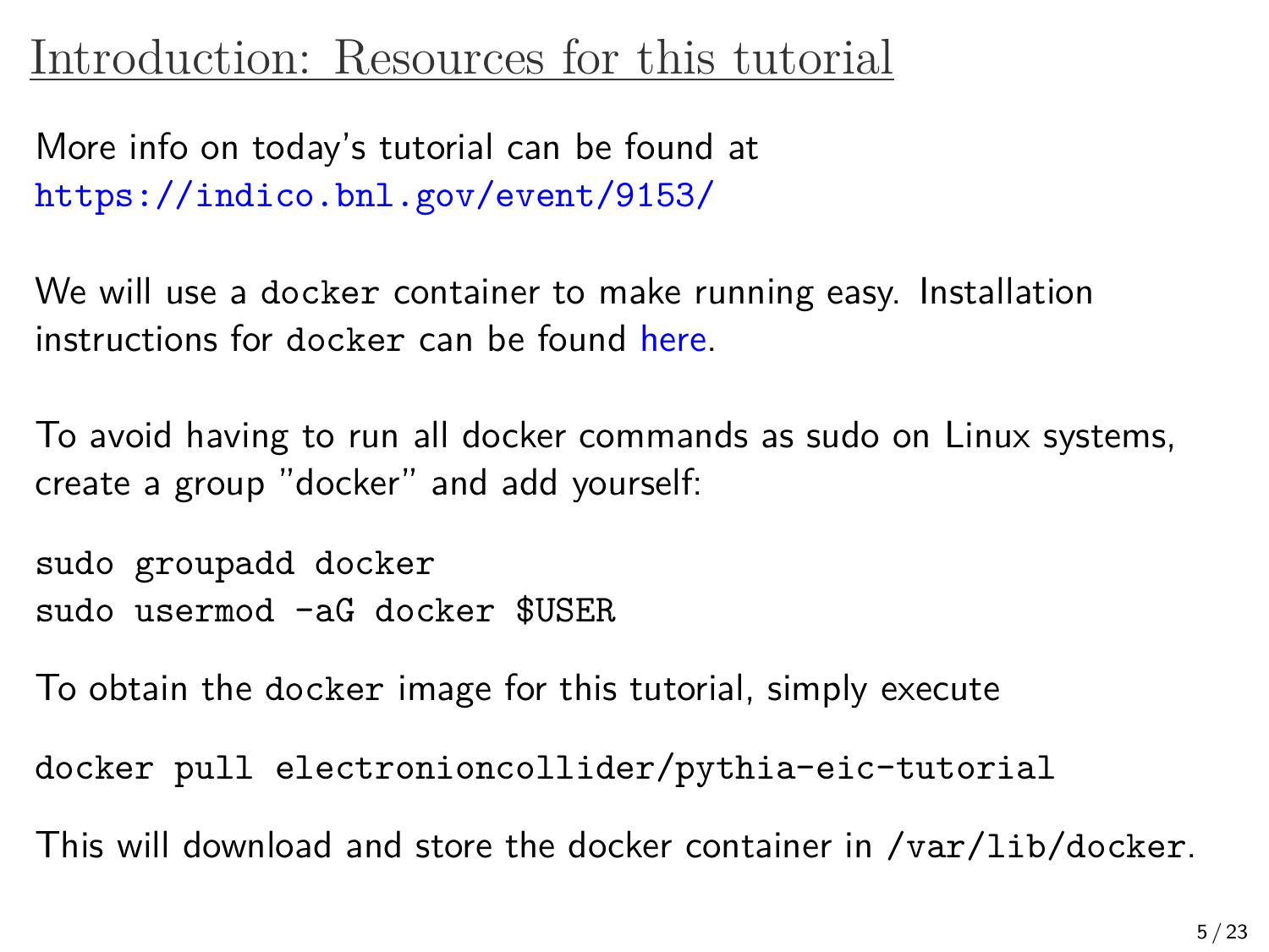# Introduction: Resources for this tutorial

More info on today's tutorial can be found at https://indico.bnl.gov/event/9153/

We will use a `docker` container to make running easy. Installation instructions for `docker` can be found here.

To avoid having to run all docker commands as sudo on Linux systems, create a group "docker" and add yourself:

```
sudo groupadd docker
sudo usermod -aG docker $USER
```

To obtain the `docker` image for this tutorial, simply execute

```
docker pull electronioncollider/pythia-eic-tutorial
```

This will download and store the docker container in `/var/lib/docker`.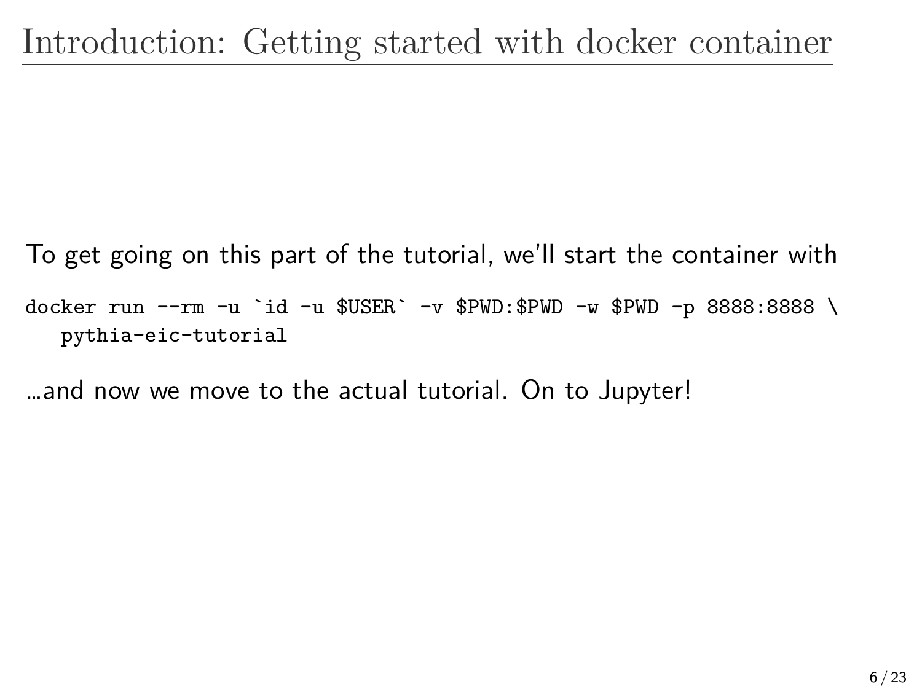# Introduction: Getting started with docker container

To get going on this part of the tutorial, we'll start the container with

```
docker run --rm -u `id -u $USER` -v $PWD:$PWD -w $PWD -p 8888:8888 \
   pythia-eic-tutorial
```

...and now we move to the actual tutorial. On to Jupyter!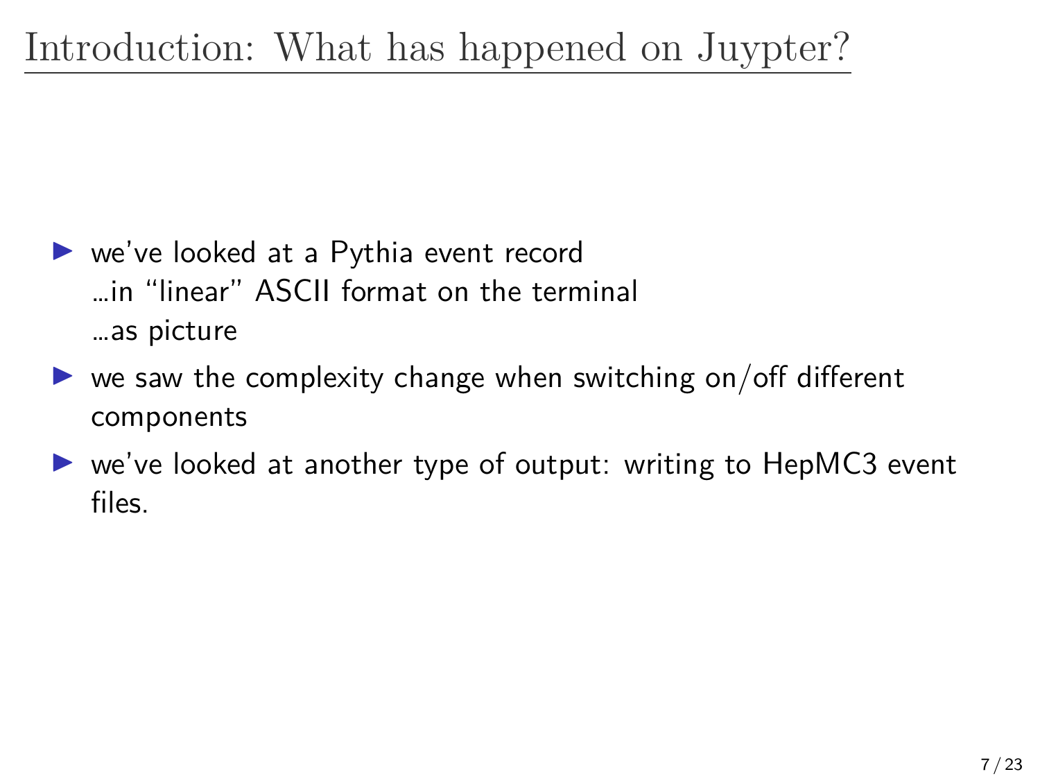# Introduction: What has happened on Juypter?

- we've looked at a Pythia event record
  ...in "linear" ASCII format on the terminal
  ...as picture
- we saw the complexity change when switching on/off different components
- we've looked at another type of output: writing to HepMC3 event files.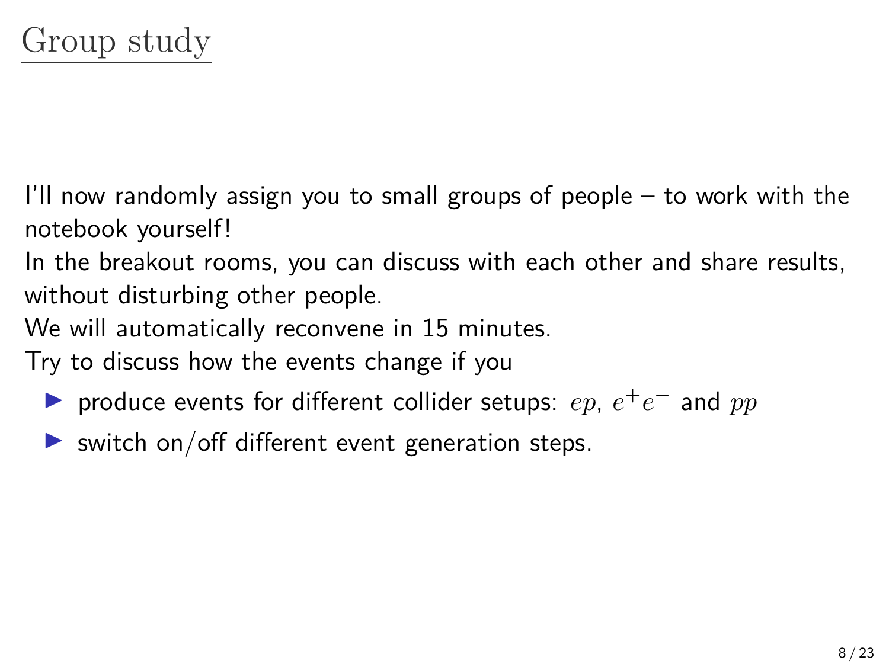# Group study

I'll now randomly assign you to small groups of people – to work with the notebook yourself!
In the breakout rooms, you can discuss with each other and share results, without disturbing other people.
We will automatically reconvene in 15 minutes.
Try to discuss how the events change if you

- produce events for different collider setups: $ep$, $e^+e^-$ and $pp$
- switch on/off different event generation steps.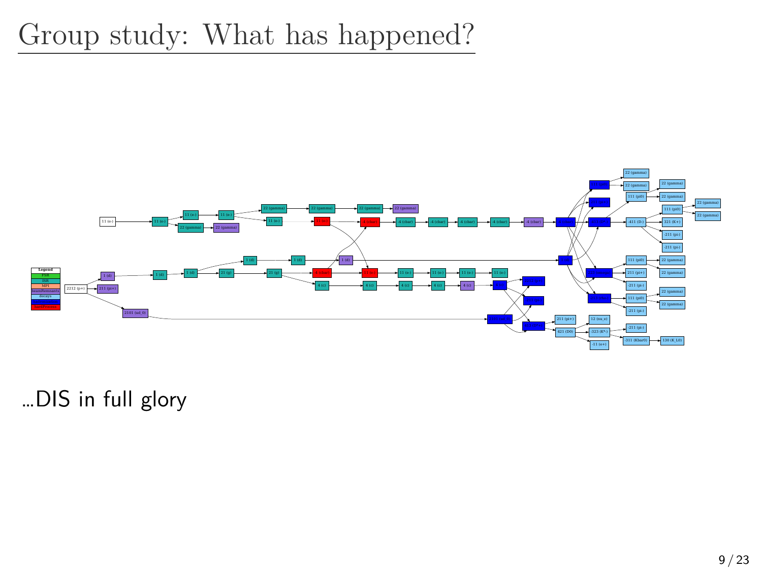# Group study: What has happened?

...DIS in full glory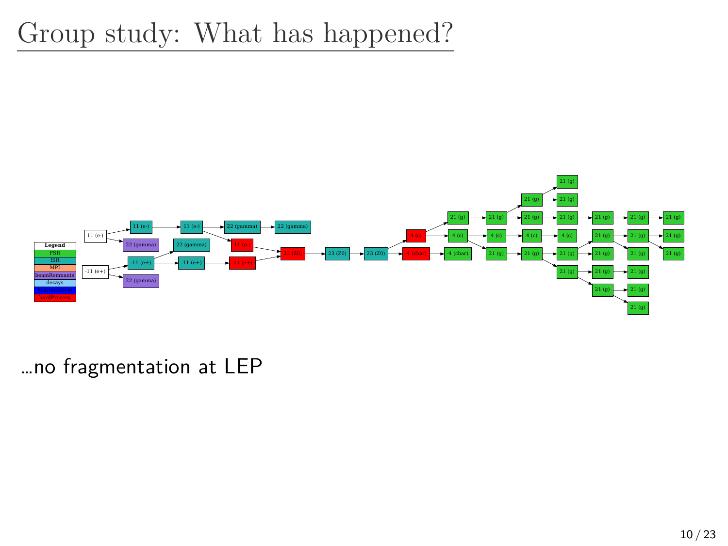# Group study: What has happened?

…no fragmentation at LEP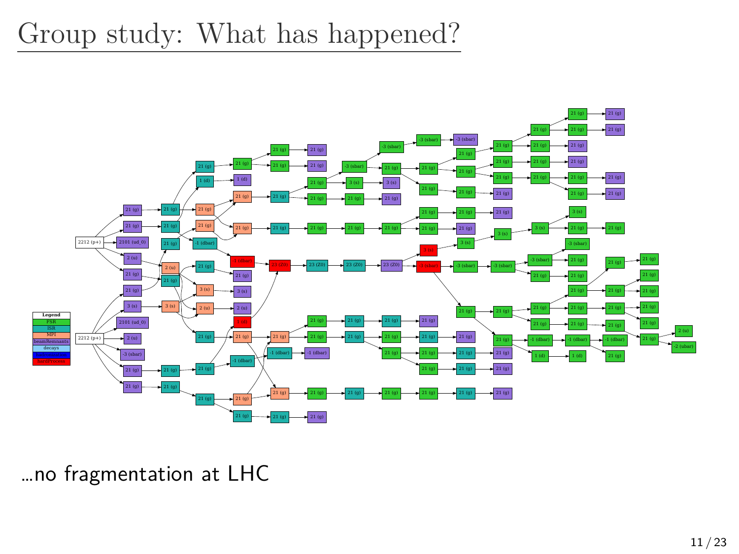# Group study: What has happened?

Legend: FSR, ISR, MPI, beamRemnants, decays, hardProcess

…no fragmentation at LHC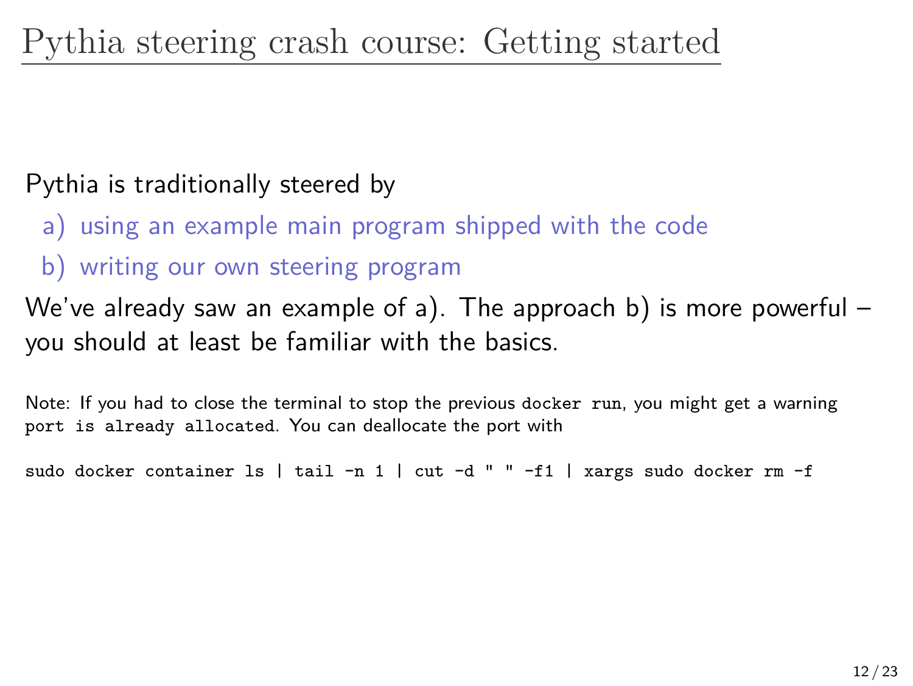# Pythia steering crash course: Getting started

Pythia is traditionally steered by

a) using an example main program shipped with the code
b) writing our own steering program

We've already saw an example of a). The approach b) is more powerful – you should at least be familiar with the basics.

Note: If you had to close the terminal to stop the previous `docker run`, you might get a warning `port is already allocated`. You can deallocate the port with

```
sudo docker container ls | tail -n 1 | cut -d " " -f1 | xargs sudo docker rm -f
```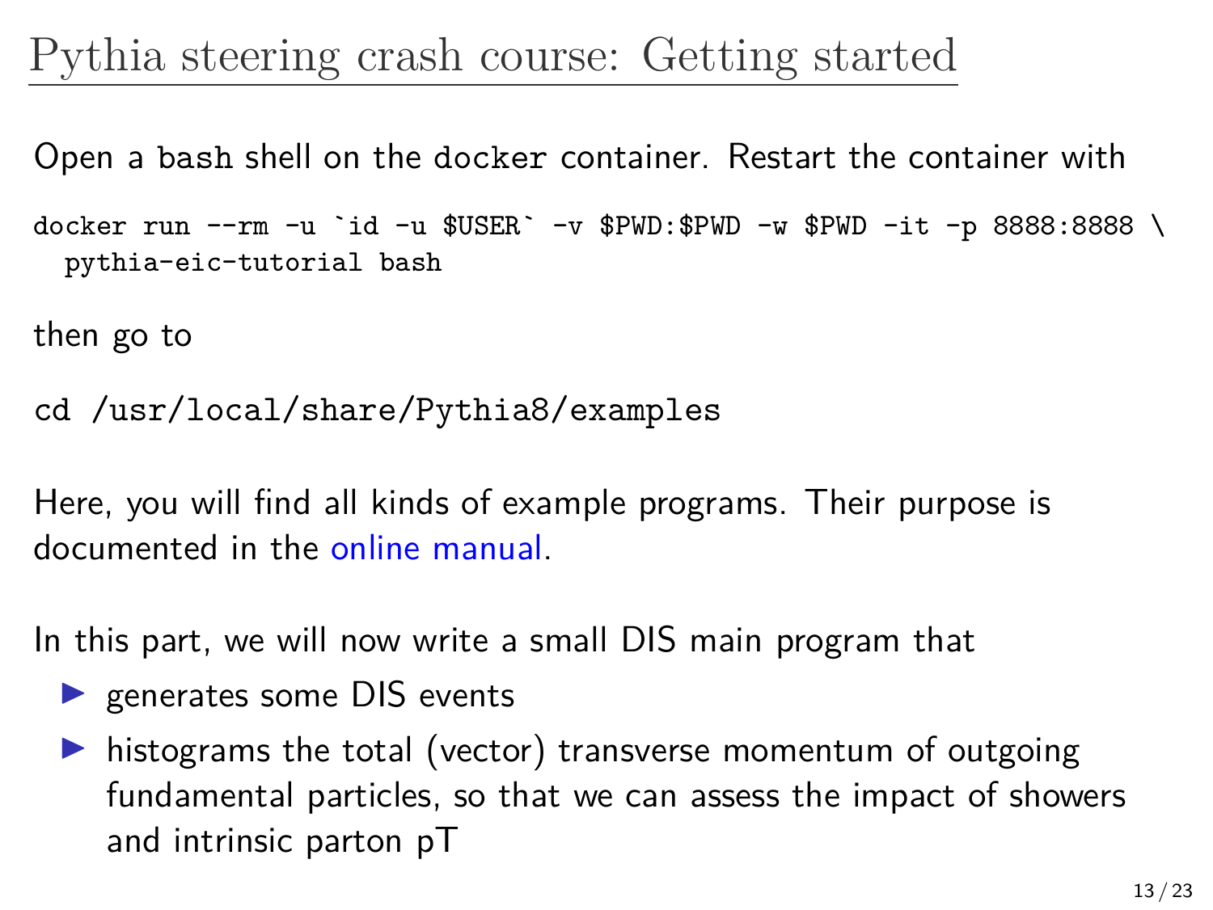# Pythia steering crash course: Getting started

Open a `bash` shell on the `docker` container. Restart the container with

```
docker run --rm -u `id -u $USER` -v $PWD:$PWD -w $PWD -it -p 8888:8888 \
  pythia-eic-tutorial bash
```

then go to

```
cd /usr/local/share/Pythia8/examples
```

Here, you will find all kinds of example programs. Their purpose is documented in the online manual.

In this part, we will now write a small DIS main program that

- generates some DIS events
- histograms the total (vector) transverse momentum of outgoing fundamental particles, so that we can assess the impact of showers and intrinsic parton pT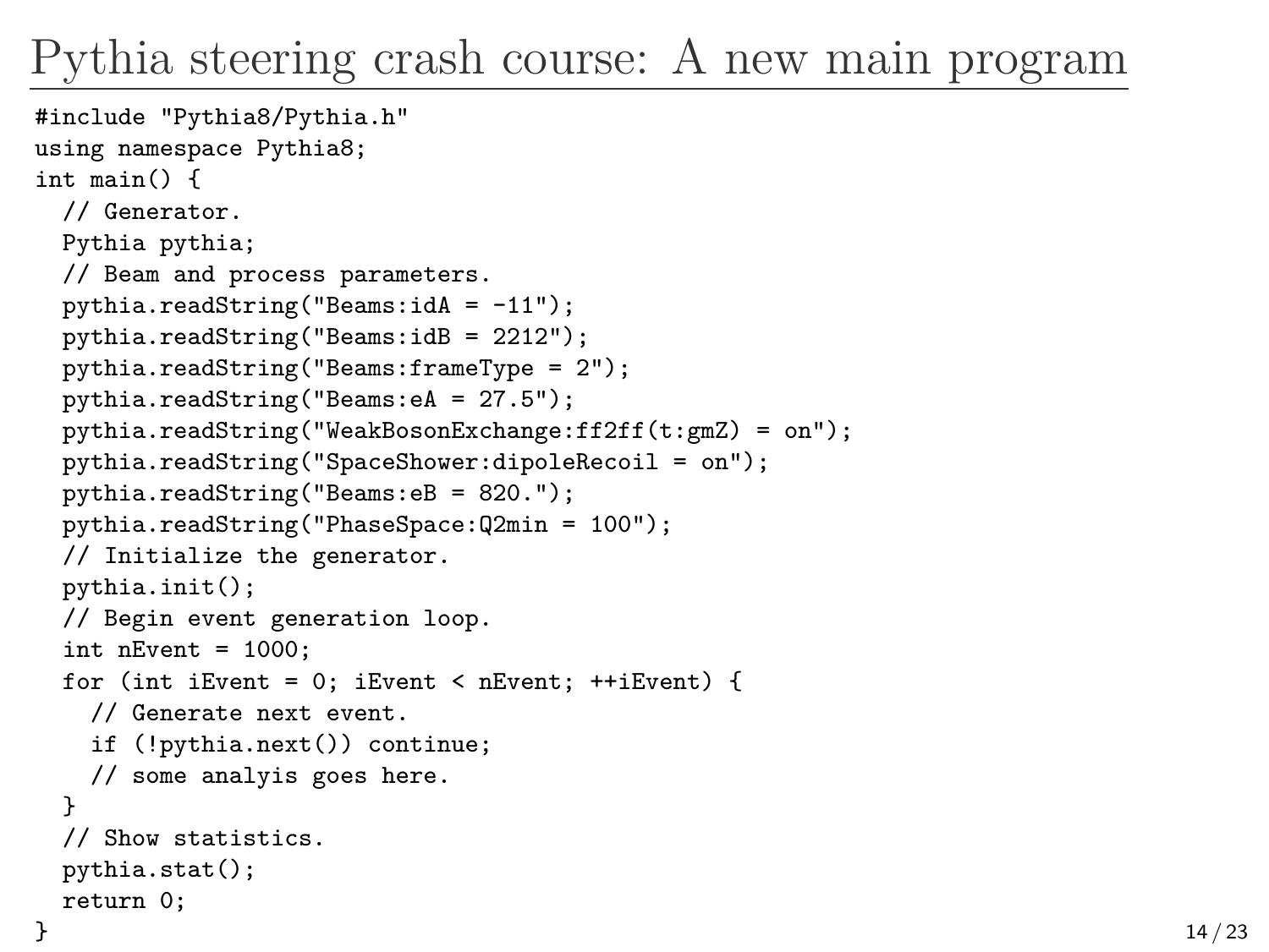# Pythia steering crash course: A new main program

```
#include "Pythia8/Pythia.h"
using namespace Pythia8;
int main() {
  // Generator.
  Pythia pythia;
  // Beam and process parameters.
  pythia.readString("Beams:idA = -11");
  pythia.readString("Beams:idB = 2212");
  pythia.readString("Beams:frameType = 2");
  pythia.readString("Beams:eA = 27.5");
  pythia.readString("WeakBosonExchange:ff2ff(t:gmZ) = on");
  pythia.readString("SpaceShower:dipoleRecoil = on");
  pythia.readString("Beams:eB = 820.");
  pythia.readString("PhaseSpace:Q2min = 100");
  // Initialize the generator.
  pythia.init();
  // Begin event generation loop.
  int nEvent = 1000;
  for (int iEvent = 0; iEvent < nEvent; ++iEvent) {
    // Generate next event.
    if (!pythia.next()) continue;
    // some analyis goes here.
  }
  // Show statistics.
  pythia.stat();
  return 0;
}
```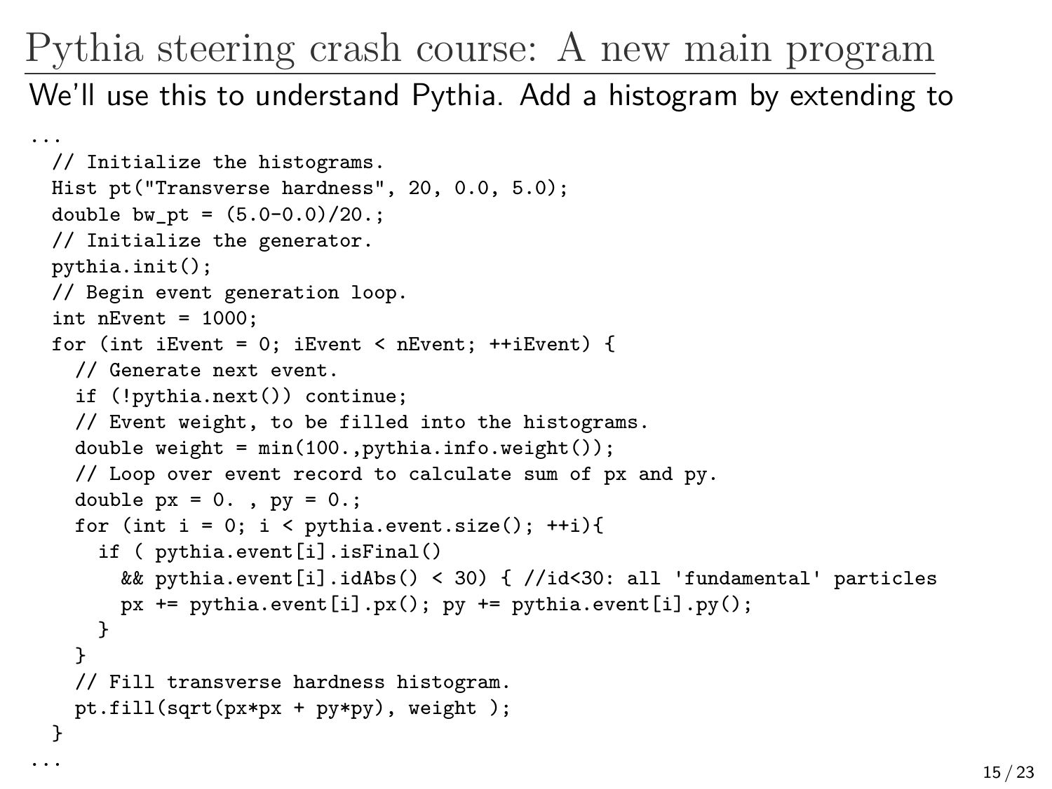# Pythia steering crash course: A new main program

We'll use this to understand Pythia. Add a histogram by extending to

```
...
  // Initialize the histograms.
  Hist pt("Transverse hardness", 20, 0.0, 5.0);
  double bw_pt = (5.0-0.0)/20.;
  // Initialize the generator.
  pythia.init();
  // Begin event generation loop.
  int nEvent = 1000;
  for (int iEvent = 0; iEvent < nEvent; ++iEvent) {
    // Generate next event.
    if (!pythia.next()) continue;
    // Event weight, to be filled into the histograms.
    double weight = min(100.,pythia.info.weight());
    // Loop over event record to calculate sum of px and py.
    double px = 0. , py = 0.;
    for (int i = 0; i < pythia.event.size(); ++i){
      if ( pythia.event[i].isFinal()
        && pythia.event[i].idAbs() < 30) { //id<30: all 'fundamental' particles
        px += pythia.event[i].px(); py += pythia.event[i].py();
      }
    }
    // Fill transverse hardness histogram.
    pt.fill(sqrt(px*px + py*py), weight );
  }
...
```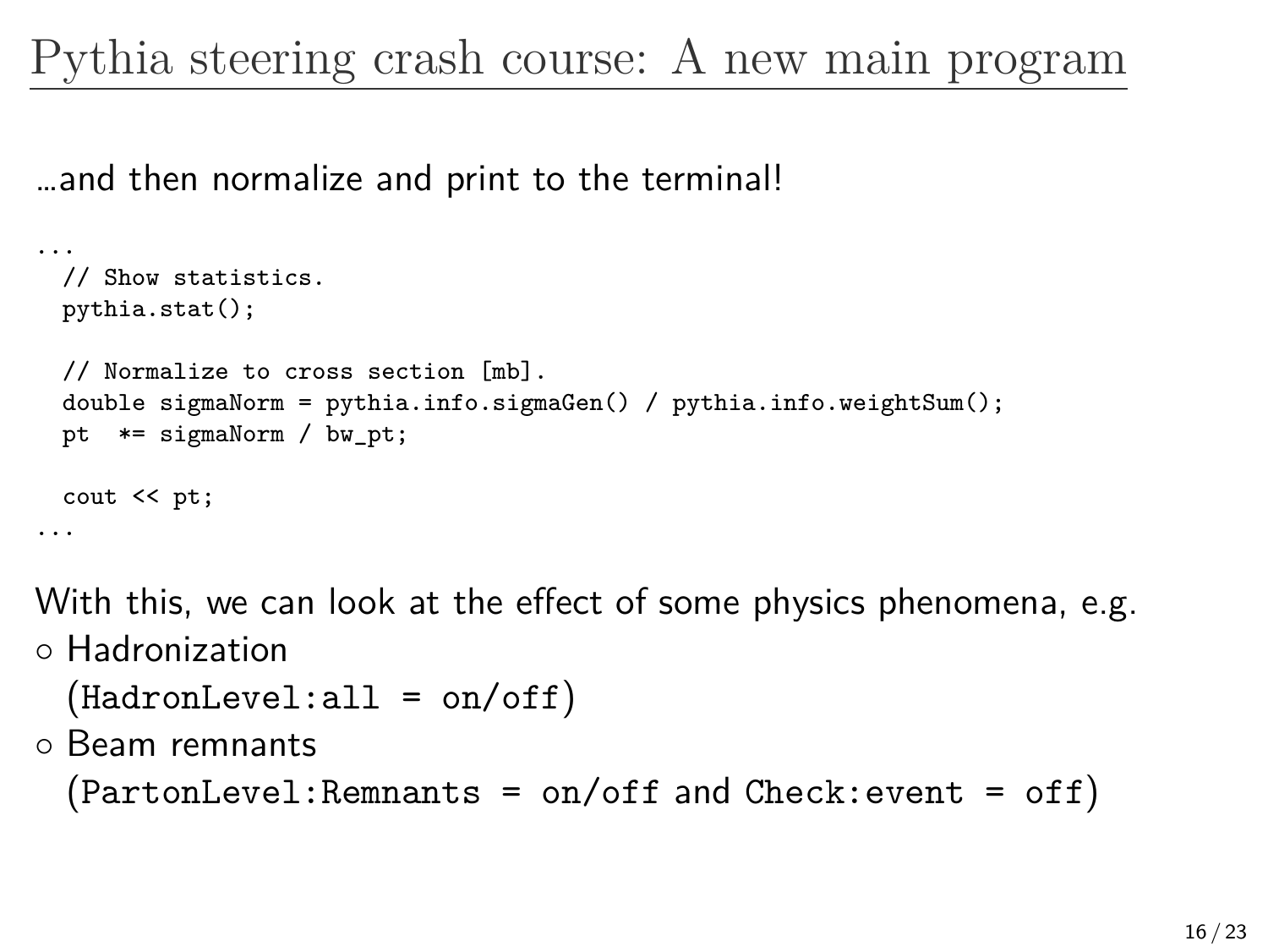# Pythia steering crash course: A new main program

…and then normalize and print to the terminal!

```
...
  // Show statistics.
  pythia.stat();

  // Normalize to cross section [mb].
  double sigmaNorm = pythia.info.sigmaGen() / pythia.info.weightSum();
  pt  *= sigmaNorm / bw_pt;

  cout << pt;
...
```

With this, we can look at the effect of some physics phenomena, e.g.

- Hadronization
  (`HadronLevel:all = on/off`)
- Beam remnants
  (`PartonLevel:Remnants = on/off` and `Check:event = off`)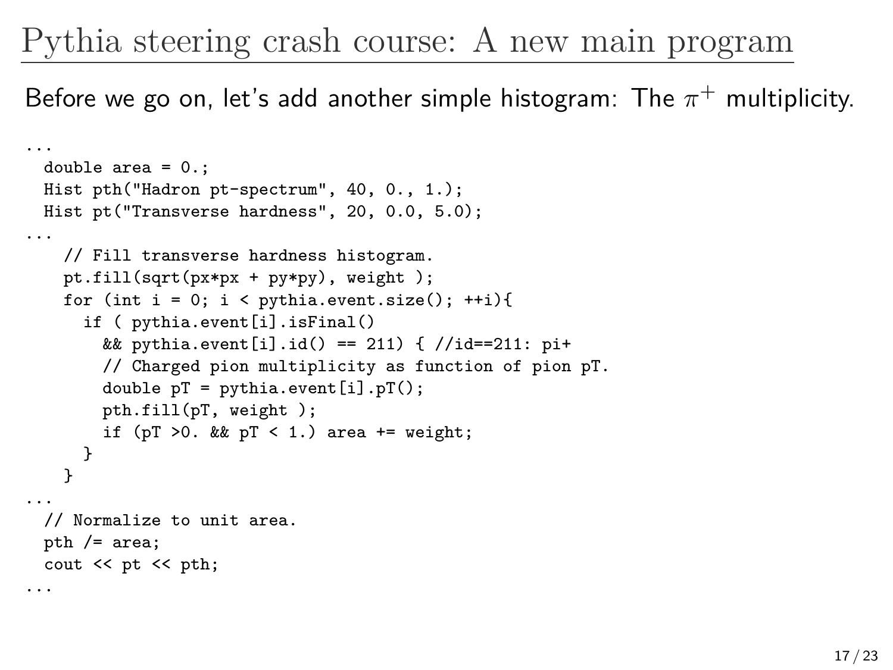# Pythia steering crash course: A new main program

Before we go on, let's add another simple histogram: The $\pi^+$ multiplicity.

```
...
  double area = 0.;
  Hist pth("Hadron pt-spectrum", 40, 0., 1.);
  Hist pt("Transverse hardness", 20, 0.0, 5.0);
...
    // Fill transverse hardness histogram.
    pt.fill(sqrt(px*px + py*py), weight );
    for (int i = 0; i < pythia.event.size(); ++i){
      if ( pythia.event[i].isFinal()
        && pythia.event[i].id() == 211) { //id==211: pi+
        // Charged pion multiplicity as function of pion pT.
        double pT = pythia.event[i].pT();
        pth.fill(pT, weight );
        if (pT >0. && pT < 1.) area += weight;
      }
    }
...
  // Normalize to unit area.
  pth /= area;
  cout << pt << pth;
...
```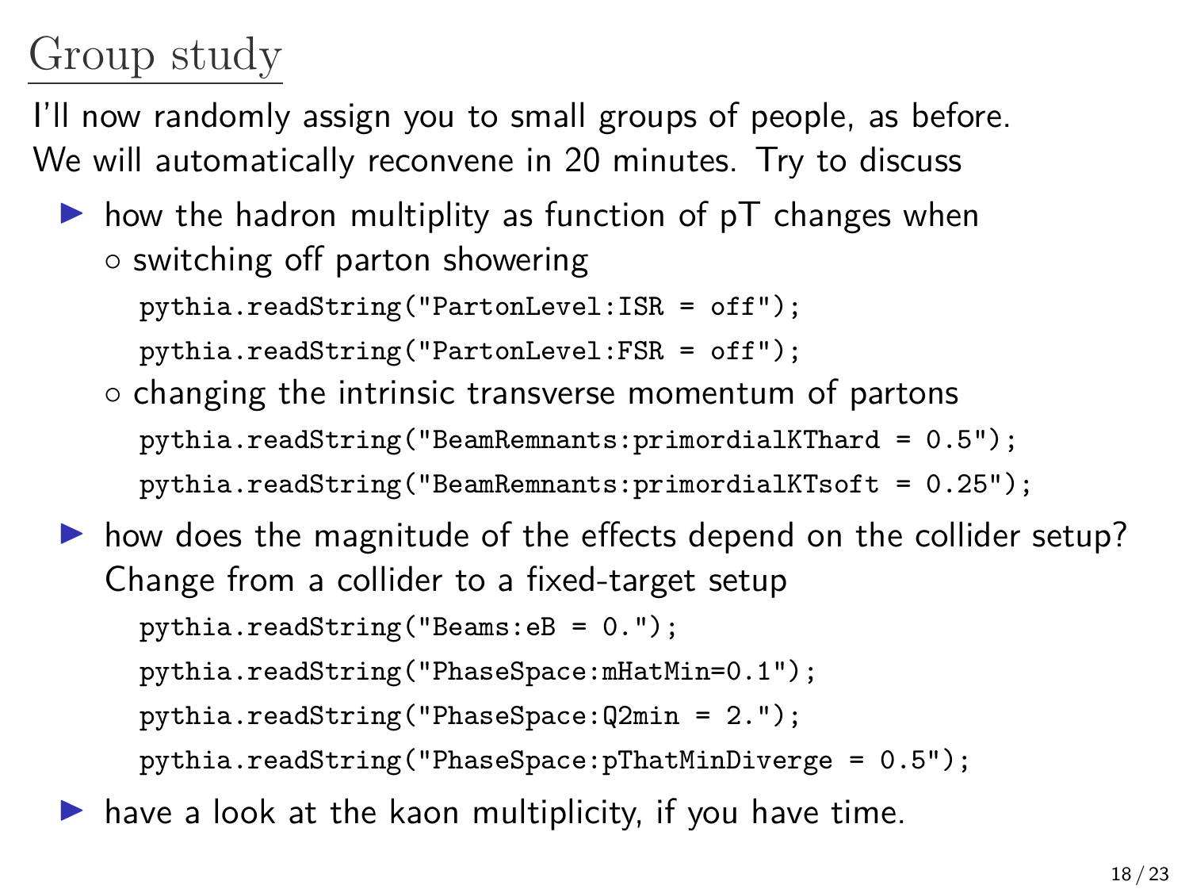# Group study

I'll now randomly assign you to small groups of people, as before. We will automatically reconvene in 20 minutes. Try to discuss

- how the hadron multiplity as function of pT changes when
  - switching off parton showering

    ```
    pythia.readString("PartonLevel:ISR = off");
    pythia.readString("PartonLevel:FSR = off");
    ```

  - changing the intrinsic transverse momentum of partons

    ```
    pythia.readString("BeamRemnants:primordialKThard = 0.5");
    pythia.readString("BeamRemnants:primordialKTsoft = 0.25");
    ```

- how does the magnitude of the effects depend on the collider setup? Change from a collider to a fixed-target setup

  ```
  pythia.readString("Beams:eB = 0.");
  pythia.readString("PhaseSpace:mHatMin=0.1");
  pythia.readString("PhaseSpace:Q2min = 2.");
  pythia.readString("PhaseSpace:pThatMinDiverge = 0.5");
  ```

- have a look at the kaon multiplicity, if you have time.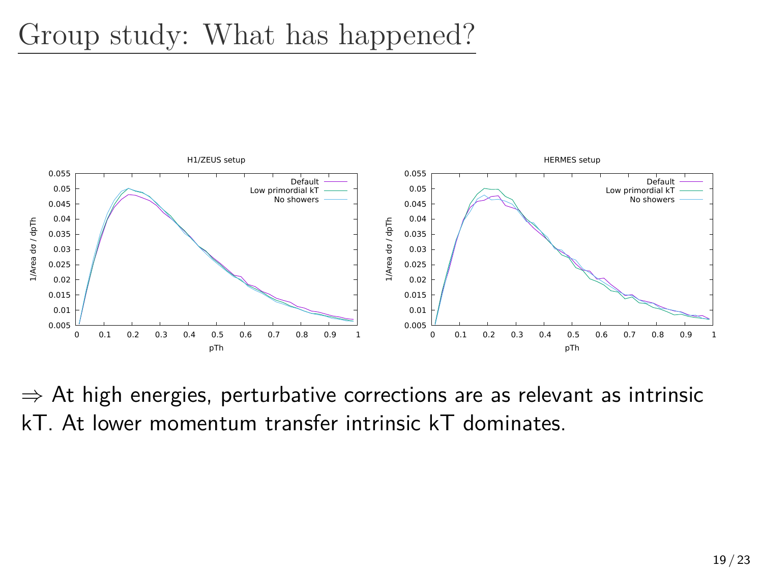# Group study: What has happened?

⇒ At high energies, perturbative corrections are as relevant as intrinsic kT. At lower momentum transfer intrinsic kT dominates.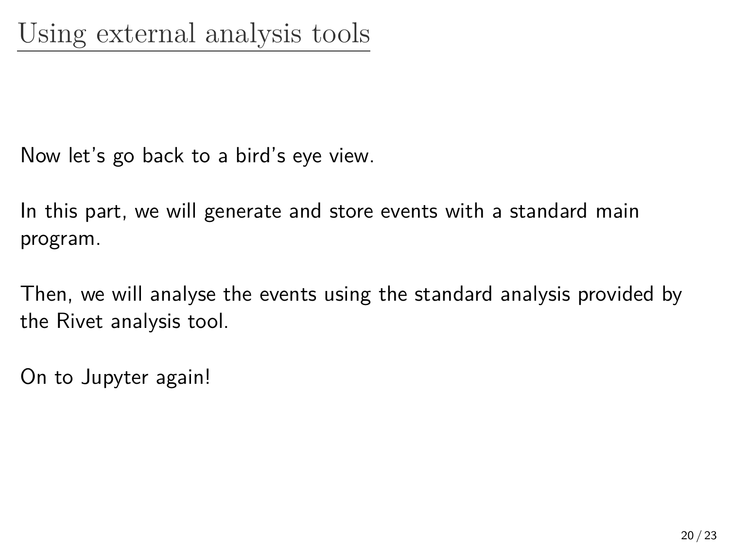# Using external analysis tools

Now let's go back to a bird's eye view.

In this part, we will generate and store events with a standard main program.

Then, we will analyse the events using the standard analysis provided by the Rivet analysis tool.

On to Jupyter again!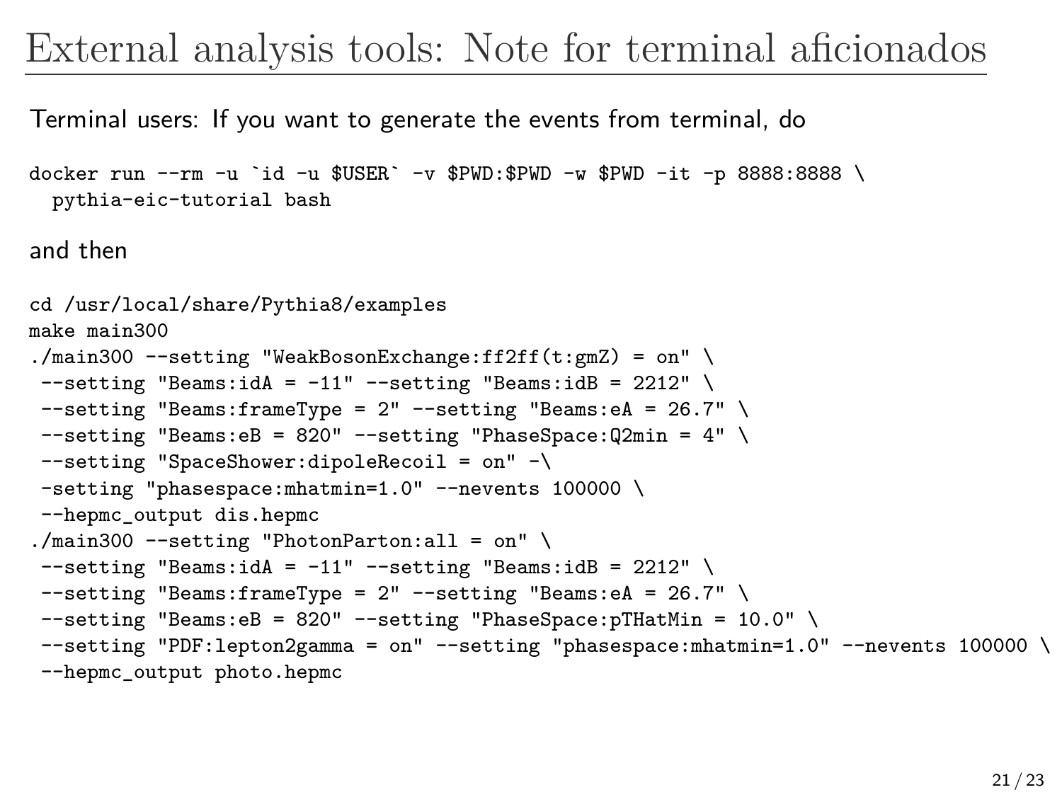# External analysis tools: Note for terminal aficionados

Terminal users: If you want to generate the events from terminal, do

```
docker run --rm -u `id -u $USER` -v $PWD:$PWD -w $PWD -it -p 8888:8888 \
  pythia-eic-tutorial bash
```

and then

```
cd /usr/local/share/Pythia8/examples
make main300
./main300 --setting "WeakBosonExchange:ff2ff(t:gmZ) = on" \
 --setting "Beams:idA = -11" --setting "Beams:idB = 2212" \
 --setting "Beams:frameType = 2" --setting "Beams:eA = 26.7" \
 --setting "Beams:eB = 820" --setting "PhaseSpace:Q2min = 4" \
 --setting "SpaceShower:dipoleRecoil = on" -\
 -setting "phasespace:mhatmin=1.0" --nevents 100000 \
 --hepmc_output dis.hepmc
./main300 --setting "PhotonParton:all = on" \
 --setting "Beams:idA = -11" --setting "Beams:idB = 2212" \
 --setting "Beams:frameType = 2" --setting "Beams:eA = 26.7" \
 --setting "Beams:eB = 820" --setting "PhaseSpace:pTHatMin = 10.0" \
 --setting "PDF:lepton2gamma = on" --setting "phasespace:mhatmin=1.0" --nevents 100000 \
 --hepmc_output photo.hepmc
```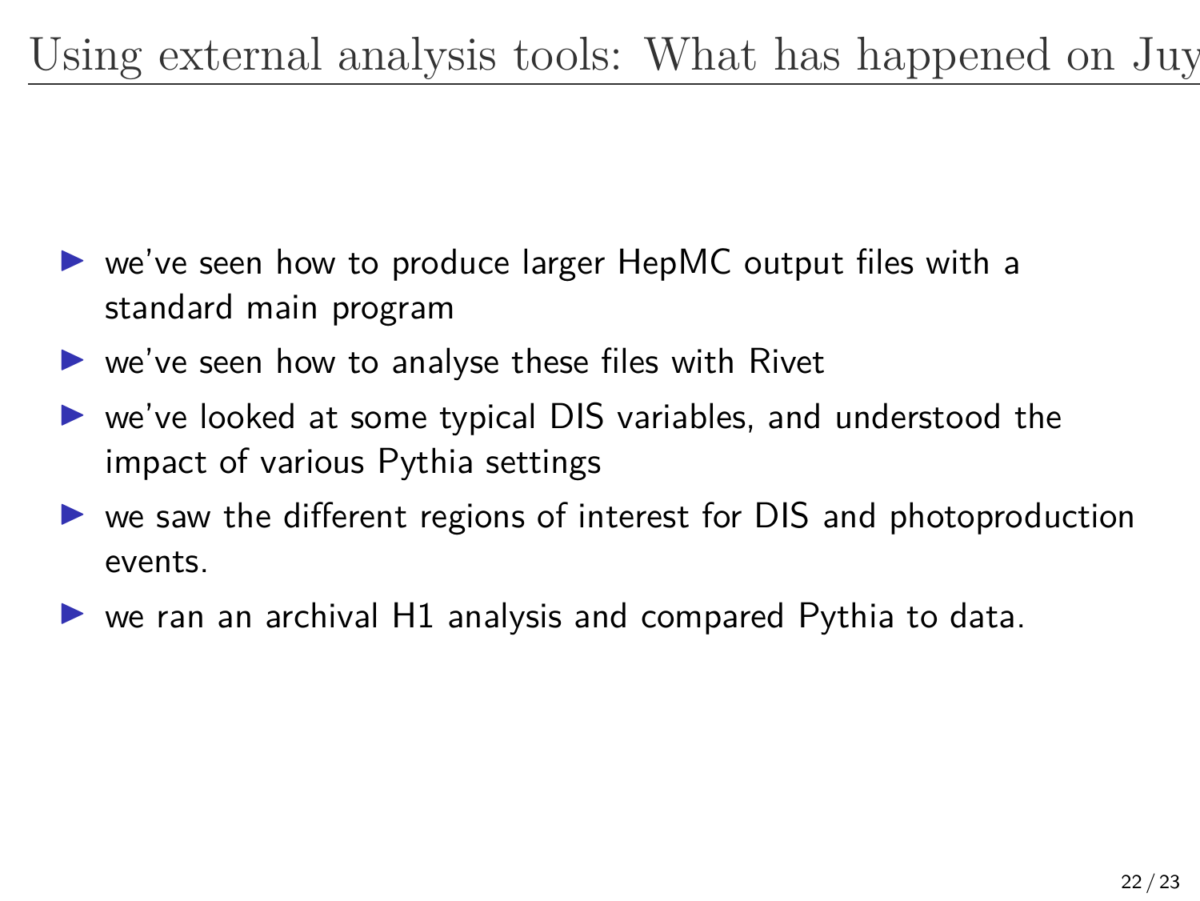# Using external analysis tools: What has happened on Juy

- we've seen how to produce larger HepMC output files with a standard main program
- we've seen how to analyse these files with Rivet
- we've looked at some typical DIS variables, and understood the impact of various Pythia settings
- we saw the different regions of interest for DIS and photoproduction events.
- we ran an archival H1 analysis and compared Pythia to data.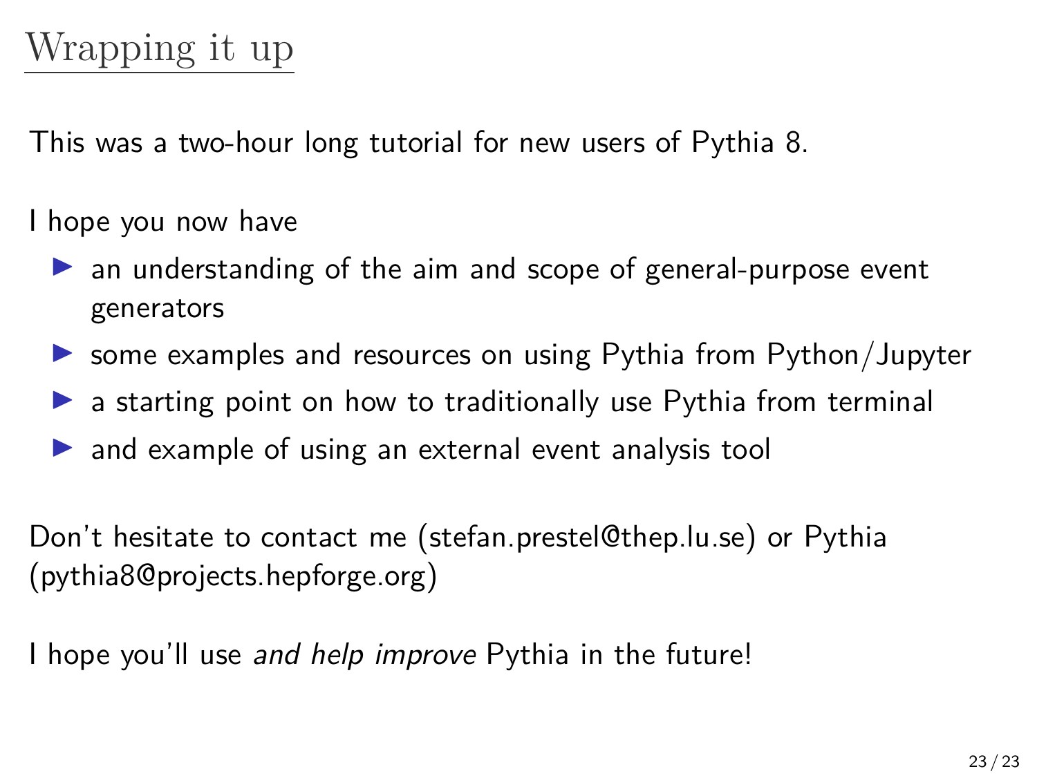# Wrapping it up

This was a two-hour long tutorial for new users of Pythia 8.

I hope you now have

- an understanding of the aim and scope of general-purpose event generators
- some examples and resources on using Pythia from Python/Jupyter
- a starting point on how to traditionally use Pythia from terminal
- and example of using an external event analysis tool

Don't hesitate to contact me (stefan.prestel@thep.lu.se) or Pythia (pythia8@projects.hepforge.org)

I hope you'll use *and help improve* Pythia in the future!